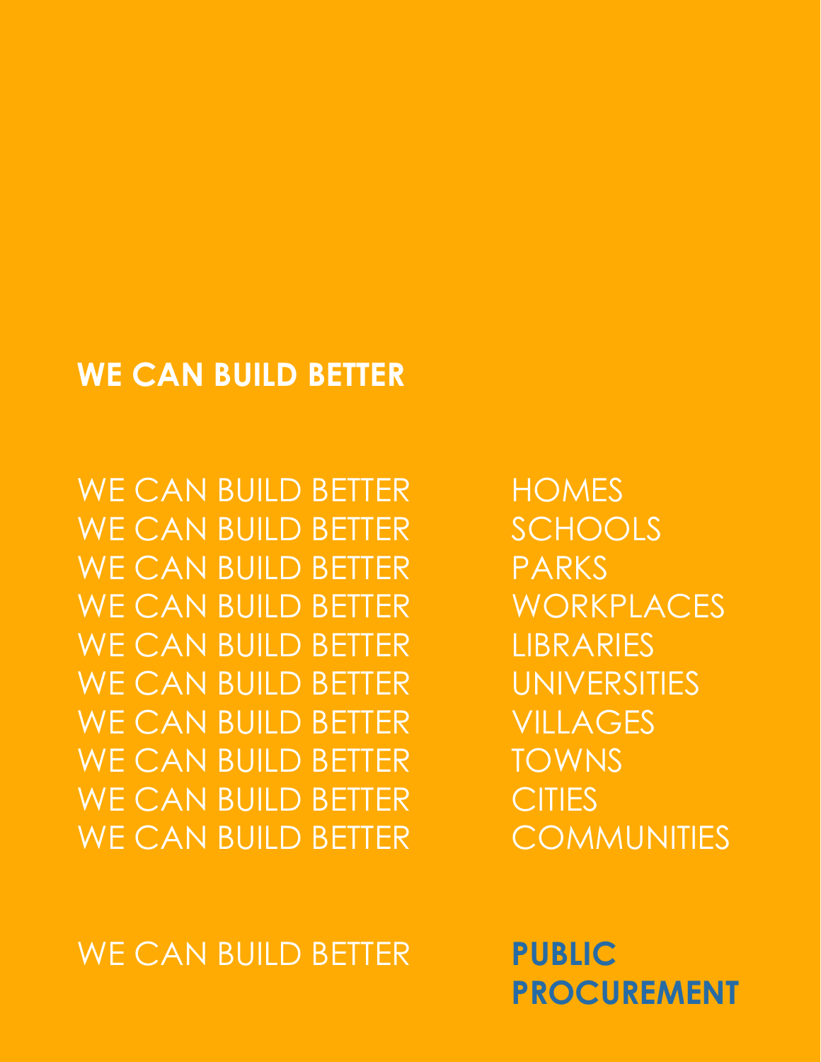# WE CAN BUILD BETTER

WE CAN BUILD BETTER HOMES
WE CAN BUILD BETTER SCHOOLS
WE CAN BUILD BETTER PARKS
WE CAN BUILD BETTER WORKPLACES
WE CAN BUILD BETTER LIBRARIES
WE CAN BUILD BETTER UNIVERSITIES
WE CAN BUILD BETTER VILLAGES
WE CAN BUILD BETTER TOWNS
WE CAN BUILD BETTER CITIES
WE CAN BUILD BETTER COMMUNITIES

WE CAN BUILD BETTER **PUBLIC PROCUREMENT**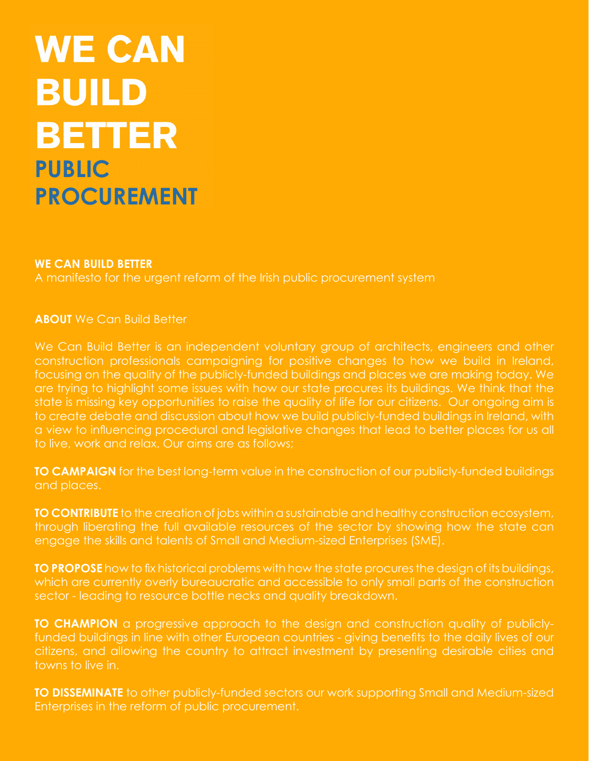# WE CAN BUILD BETTER

## PUBLIC PROCUREMENT

**WE CAN BUILD BETTER**
A manifesto for the urgent reform of the Irish public procurement system

**ABOUT** We Can Build Better

We Can Build Better is an independent voluntary group of architects, engineers and other construction professionals campaigning for positive changes to how we build in Ireland, focusing on the quality of the publicly-funded buildings and places we are making today. We are trying to highlight some issues with how our state procures its buildings. We think that the state is missing key opportunities to raise the quality of life for our citizens. Our ongoing aim is to create debate and discussion about how we build publicly-funded buildings in Ireland, with a view to influencing procedural and legislative changes that lead to better places for us all to live, work and relax. Our aims are as follows;

**TO CAMPAIGN** for the best long-term value in the construction of our publicly-funded buildings and places.

**TO CONTRIBUTE** to the creation of jobs within a sustainable and healthy construction ecosystem, through liberating the full available resources of the sector by showing how the state can engage the skills and talents of Small and Medium-sized Enterprises (SME).

**TO PROPOSE** how to fix historical problems with how the state procures the design of its buildings, which are currently overly bureaucratic and accessible to only small parts of the construction sector - leading to resource bottle necks and quality breakdown.

**TO CHAMPION** a progressive approach to the design and construction quality of publicly-funded buildings in line with other European countries - giving benefits to the daily lives of our citizens, and allowing the country to attract investment by presenting desirable cities and towns to live in.

**TO DISSEMINATE** to other publicly-funded sectors our work supporting Small and Medium-sized Enterprises in the reform of public procurement.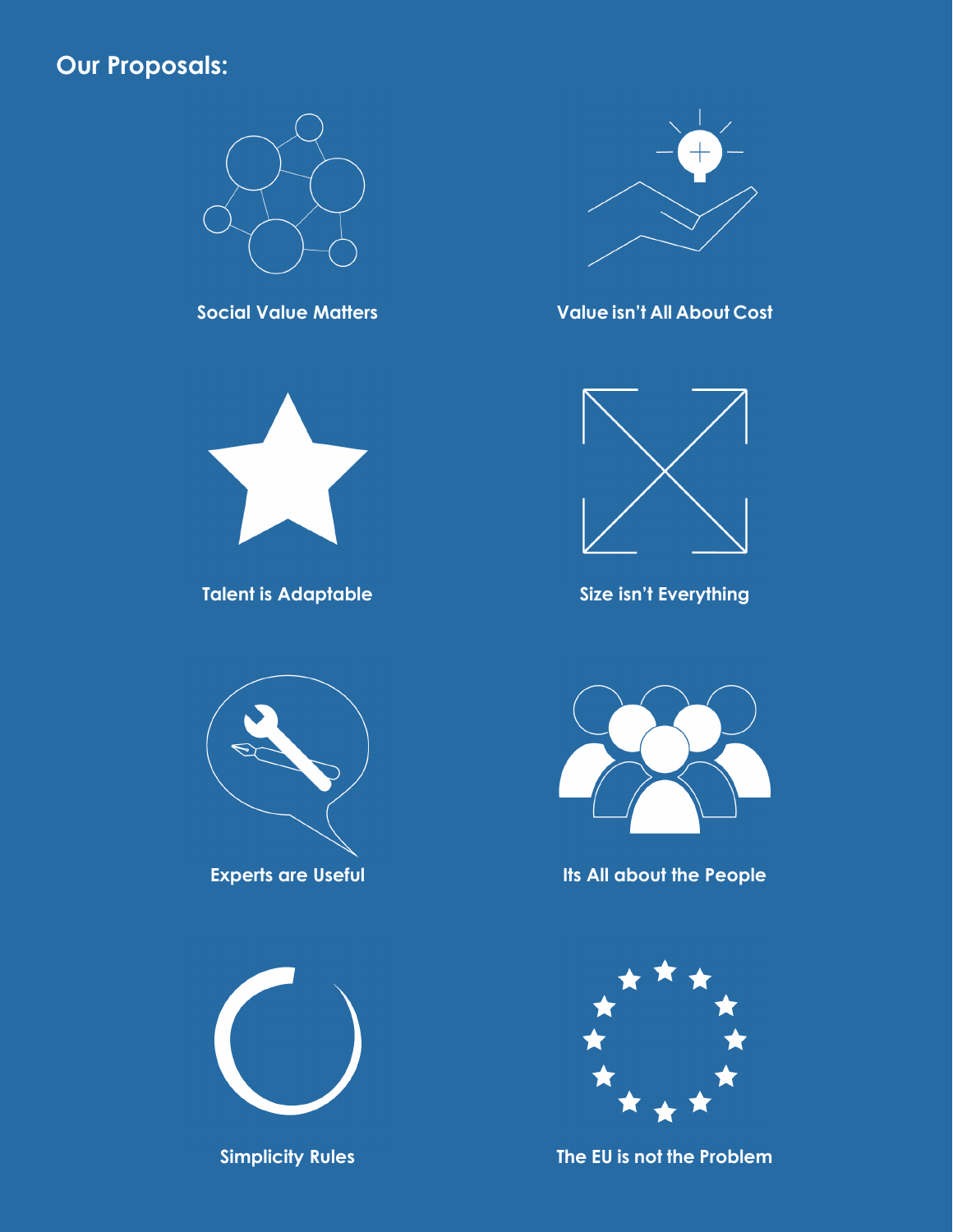## Our Proposals:

Social Value Matters

Value isn't All About Cost

Talent is Adaptable

Size isn't Everything

Experts are Useful

Its All about the People

Simplicity Rules

The EU is not the Problem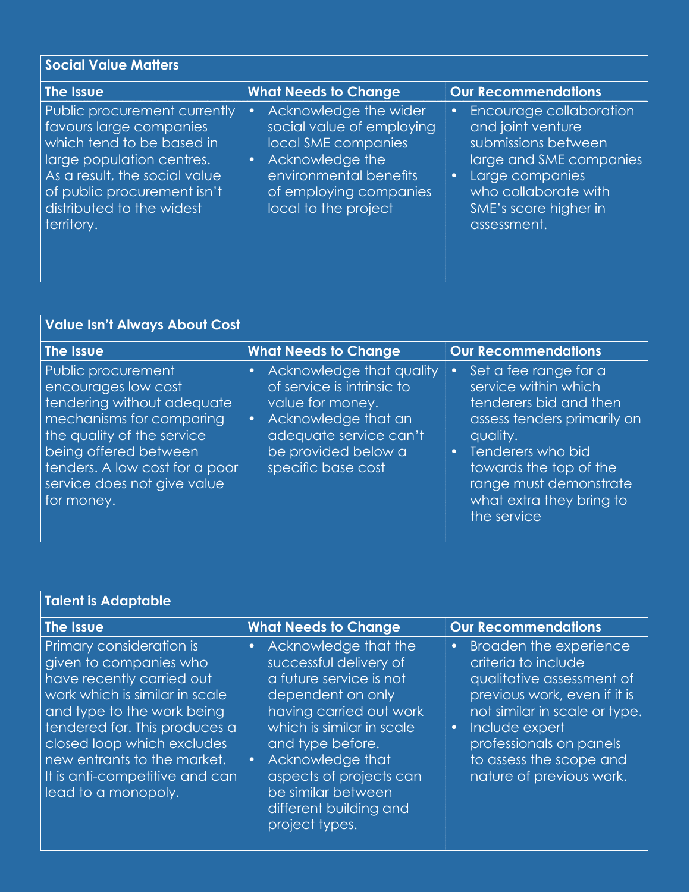| Social Value Matters | | |
|---|---|---|
| **The Issue** | **What Needs to Change** | **Our Recommendations** |
| Public procurement currently favours large companies which tend to be based in large population centres. As a result, the social value of public procurement isn't distributed to the widest territory. | • Acknowledge the wider social value of employing local SME companies<br>• Acknowledge the environmental benefits of employing companies local to the project | • Encourage collaboration and joint venture submissions between large and SME companies<br>• Large companies who collaborate with SME's score higher in assessment. |

| Value Isn't Always About Cost | | |
|---|---|---|
| **The Issue** | **What Needs to Change** | **Our Recommendations** |
| Public procurement encourages low cost tendering without adequate mechanisms for comparing the quality of the service being offered between tenders. A low cost for a poor service does not give value for money. | • Acknowledge that quality of service is intrinsic to value for money.<br>• Acknowledge that an adequate service can't be provided below a specific base cost | • Set a fee range for a service within which tenderers bid and then assess tenders primarily on quality.<br>• Tenderers who bid towards the top of the range must demonstrate what extra they bring to the service |

| Talent is Adaptable | | |
|---|---|---|
| **The Issue** | **What Needs to Change** | **Our Recommendations** |
| Primary consideration is given to companies who have recently carried out work which is similar in scale and type to the work being tendered for. This produces a closed loop which excludes new entrants to the market. It is anti-competitive and can lead to a monopoly. | • Acknowledge that the successful delivery of a future service is not dependent on only having carried out work which is similar in scale and type before.<br>• Acknowledge that aspects of projects can be similar between different building and project types. | • Broaden the experience criteria to include qualitative assessment of previous work, even if it is not similar in scale or type.<br>• Include expert professionals on panels to assess the scope and nature of previous work. |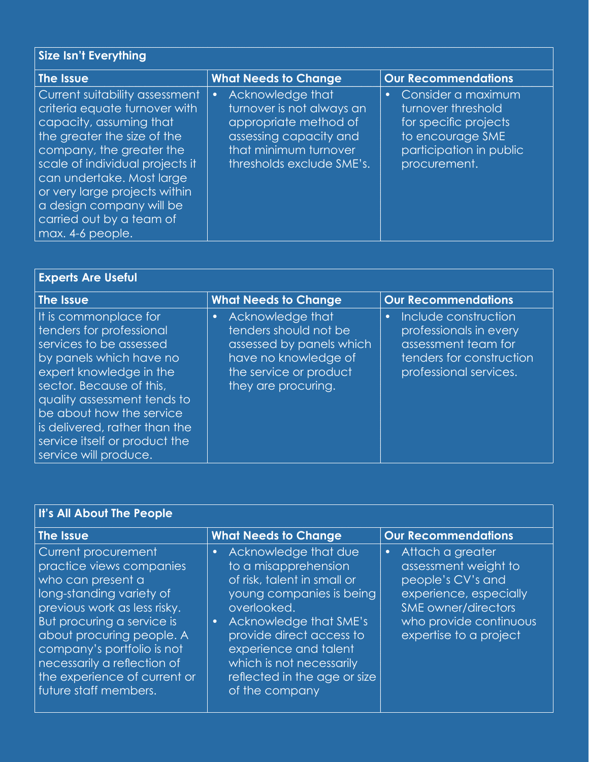| Size Isn't Everything | | |
|---|---|---|
| **The Issue** | **What Needs to Change** | **Our Recommendations** |
| Current suitability assessment criteria equate turnover with capacity, assuming that the greater the size of the company, the greater the scale of individual projects it can undertake. Most large or very large projects within a design company will be carried out by a team of max. 4-6 people. | • Acknowledge that turnover is not always an appropriate method of assessing capacity and that minimum turnover thresholds exclude SME's. | • Consider a maximum turnover threshold for specific projects to encourage SME participation in public procurement. |

| Experts Are Useful | | |
|---|---|---|
| **The Issue** | **What Needs to Change** | **Our Recommendations** |
| It is commonplace for tenders for professional services to be assessed by panels which have no expert knowledge in the sector. Because of this, quality assessment tends to be about how the service is delivered, rather than the service itself or product the service will produce. | • Acknowledge that tenders should not be assessed by panels which have no knowledge of the service or product they are procuring. | • Include construction professionals in every assessment team for tenders for construction professional services. |

| It's All About The People | | |
|---|---|---|
| **The Issue** | **What Needs to Change** | **Our Recommendations** |
| Current procurement practice views companies who can present a long-standing variety of previous work as less risky. But procuring a service is about procuring people. A company's portfolio is not necessarily a reflection of the experience of current or future staff members. | • Acknowledge that due to a misapprehension of risk, talent in small or young companies is being overlooked.<br>• Acknowledge that SME's provide direct access to experience and talent which is not necessarily reflected in the age or size of the company | • Attach a greater assessment weight to people's CV's and experience, especially SME owner/directors who provide continuous expertise to a project |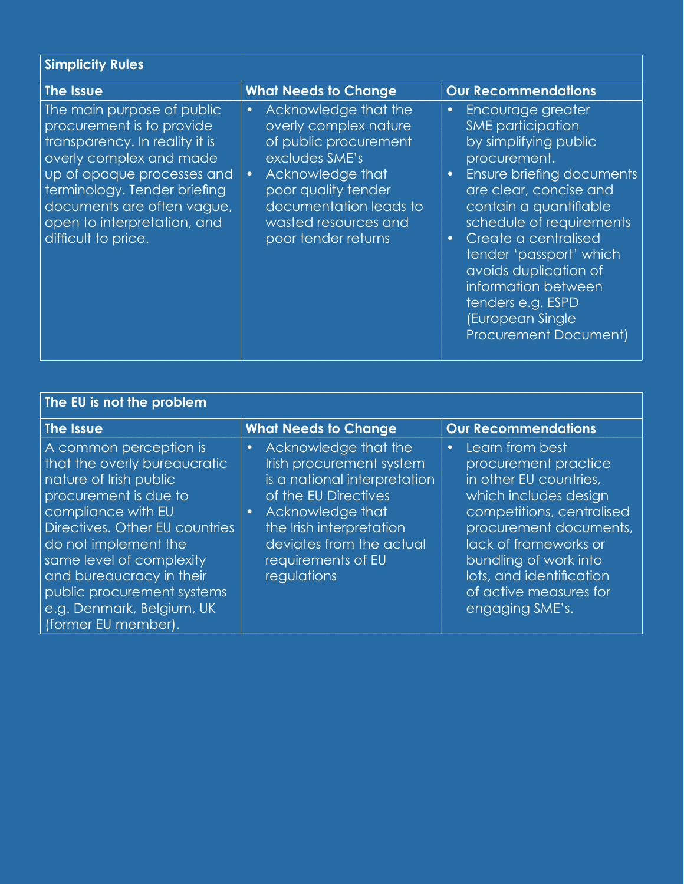### Simplicity Rules

| The Issue | What Needs to Change | Our Recommendations |
|---|---|---|
| The main purpose of public procurement is to provide transparency. In reality it is overly complex and made up of opaque processes and terminology. Tender briefing documents are often vague, open to interpretation, and difficult to price. | • Acknowledge that the overly complex nature of public procurement excludes SME's<br>• Acknowledge that poor quality tender documentation leads to wasted resources and poor tender returns | • Encourage greater SME participation by simplifying public procurement.<br>• Ensure briefing documents are clear, concise and contain a quantifiable schedule of requirements<br>• Create a centralised tender 'passport' which avoids duplication of information between tenders e.g. ESPD (European Single Procurement Document) |

### The EU is not the problem

| The Issue | What Needs to Change | Our Recommendations |
|---|---|---|
| A common perception is that the overly bureaucratic nature of Irish public procurement is due to compliance with EU Directives. Other EU countries do not implement the same level of complexity and bureaucracy in their public procurement systems e.g. Denmark, Belgium, UK (former EU member). | • Acknowledge that the Irish procurement system is a national interpretation of the EU Directives<br>• Acknowledge that the Irish interpretation deviates from the actual requirements of EU regulations | • Learn from best procurement practice in other EU countries, which includes design competitions, centralised procurement documents, lack of frameworks or bundling of work into lots, and identification of active measures for engaging SME's. |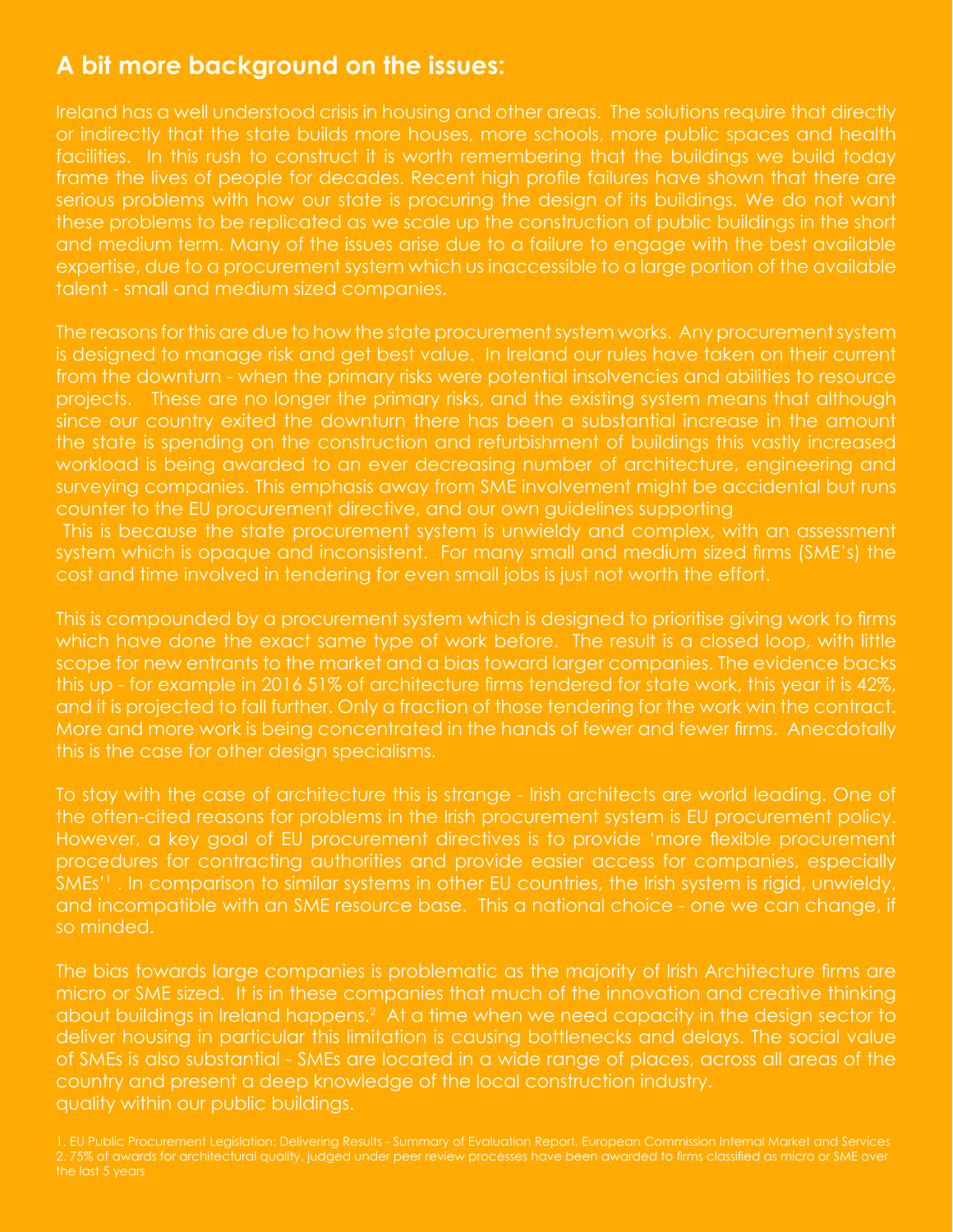## A bit more background on the issues:

Ireland has a well understood crisis in housing and other areas. The solutions require that directly or indirectly that the state builds more houses, more schools, more public spaces and health facilities. In this rush to construct it is worth remembering that the buildings we build today frame the lives of people for decades. Recent high profile failures have shown that there are serious problems with how our state is procuring the design of its buildings. We do not want these problems to be replicated as we scale up the construction of public buildings in the short and medium term. Many of the issues arise due to a failure to engage with the best available expertise, due to a procurement system which us inaccessible to a large portion of the available talent - small and medium sized companies.

The reasons for this are due to how the state procurement system works. Any procurement system is designed to manage risk and get best value. In Ireland our rules have taken on their current from the downturn - when the primary risks were potential insolvencies and abilities to resource projects. These are no longer the primary risks, and the existing system means that although since our country exited the downturn there has been a substantial increase in the amount the state is spending on the construction and refurbishment of buildings this vastly increased workload is being awarded to an ever decreasing number of architecture, engineering and surveying companies. This emphasis away from SME involvement might be accidental but runs counter to the EU procurement directive, and our own guidelines supporting
This is because the state procurement system is unwieldy and complex, with an assessment system which is opaque and inconsistent. For many small and medium sized firms (SME's) the cost and time involved in tendering for even small jobs is just not worth the effort.

This is compounded by a procurement system which is designed to prioritise giving work to firms which have done the exact same type of work before. The result is a closed loop, with little scope for new entrants to the market and a bias toward larger companies. The evidence backs this up - for example in 2016 51% of architecture firms tendered for state work, this year it is 42%, and it is projected to fall further. Only a fraction of those tendering for the work win the contract. More and more work is being concentrated in the hands of fewer and fewer firms. Anecdotally this is the case for other design specialisms.

To stay with the case of architecture this is strange - Irish architects are world leading. One of the often-cited reasons for problems in the Irish procurement system is EU procurement policy. However, a key goal of EU procurement directives is to provide 'more flexible procurement procedures for contracting authorities and provide easier access for companies, especially SMEs'[1]. In comparison to similar systems in other EU countries, the Irish system is rigid, unwieldy, and incompatible with an SME resource base. This a national choice - one we can change, if so minded.

The bias towards large companies is problematic as the majority of Irish Architecture firms are micro or SME sized. It is in these companies that much of the innovation and creative thinking about buildings in Ireland happens.[2] At a time when we need capacity in the design sector to deliver housing in particular this limitation is causing bottlenecks and delays. The social value of SMEs is also substantial - SMEs are located in a wide range of places, across all areas of the country and present a deep knowledge of the local construction industry.
quality within our public buildings.

1. EU Public Procurement Legislation: Delivering Results - Summary of Evaluation Report, European Commission Internal Market and Services
2. 75% of awards for architectural quality, judged under peer review processes have been awarded to firms classified as micro or SME over the last 5 years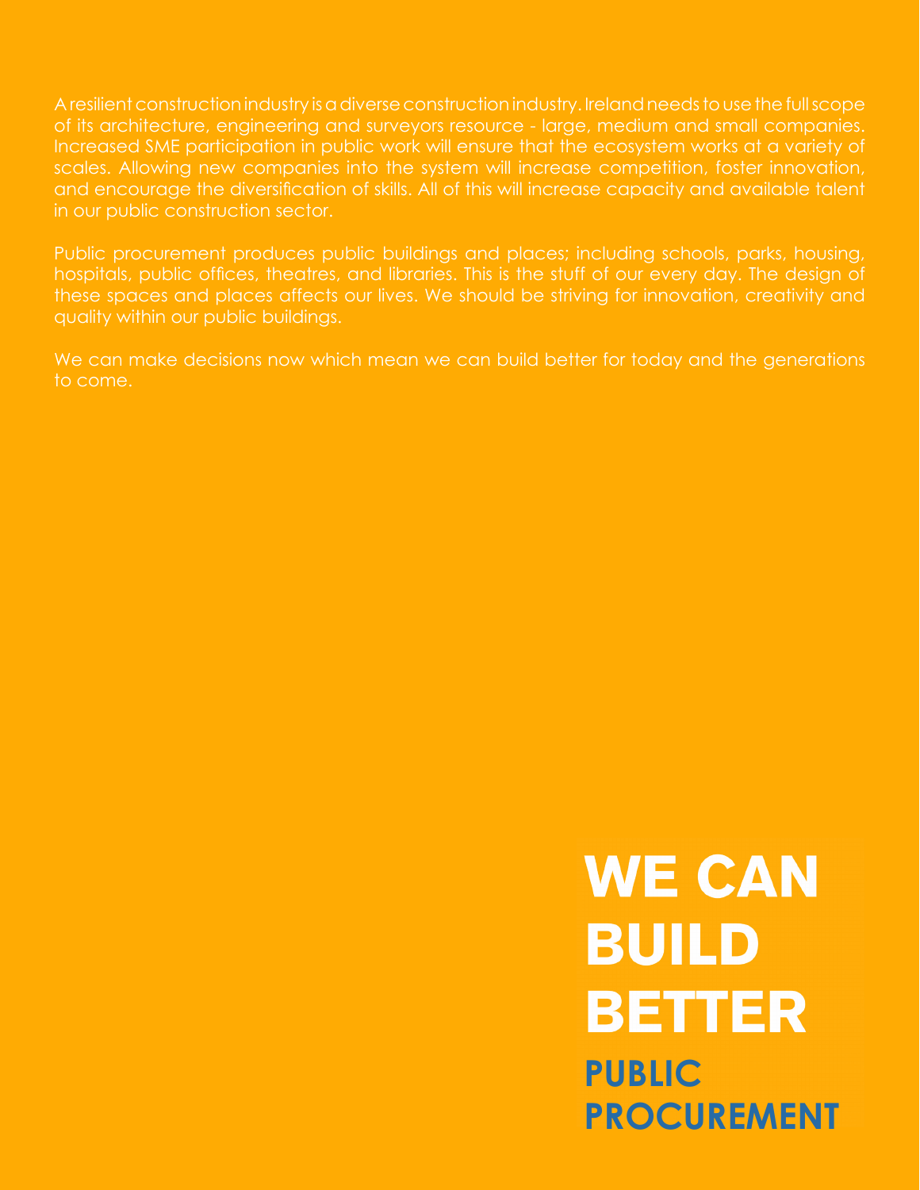A resilient construction industry is a diverse construction industry. Ireland needs to use the full scope of its architecture, engineering and surveyors resource - large, medium and small companies. Increased SME participation in public work will ensure that the ecosystem works at a variety of scales. Allowing new companies into the system will increase competition, foster innovation, and encourage the diversification of skills. All of this will increase capacity and available talent in our public construction sector.

Public procurement produces public buildings and places; including schools, parks, housing, hospitals, public offices, theatres, and libraries. This is the stuff of our every day. The design of these spaces and places affects our lives. We should be striving for innovation, creativity and quality within our public buildings.

We can make decisions now which mean we can build better for today and the generations to come.

# WE CAN BUILD BETTER

## PUBLIC PROCUREMENT